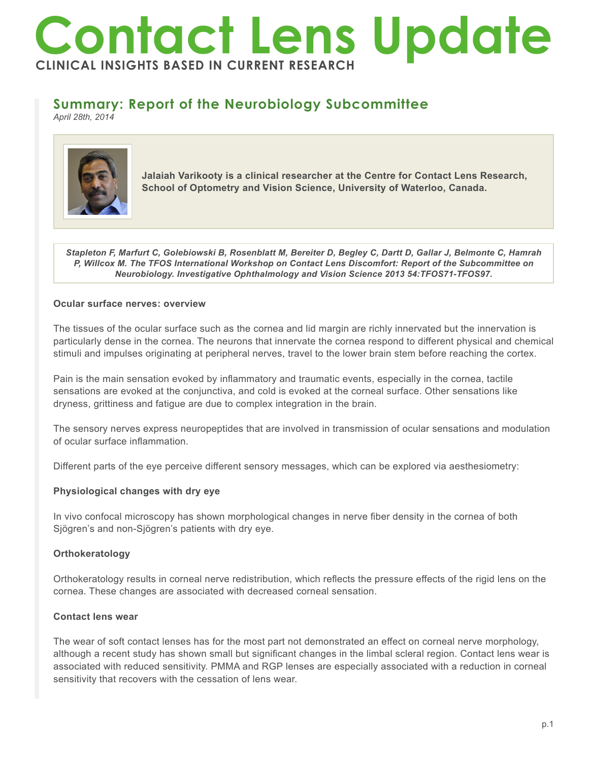# Contact Lens Update

**CLINICAL INSIGHTS BASED IN CURRENT RESEARCH**

## Summary: Report of the Neurobiology Subcommittee

*April 28th, 2014*

**Jalaiah Varikooty is a clinical researcher at the Centre for Contact Lens Research, School of Optometry and Vision Science, University of Waterloo, Canada.**

***Stapleton F, Marfurt C, Golebiowski B, Rosenblatt M, Bereiter D, Begley C, Dartt D, Gallar J, Belmonte C, Hamrah P, Willcox M. The TFOS International Workshop on Contact Lens Discomfort: Report of the Subcommittee on Neurobiology. Investigative Ophthalmology and Vision Science 2013 54:TFOS71-TFOS97.***

### Ocular surface nerves: overview

The tissues of the ocular surface such as the cornea and lid margin are richly innervated but the innervation is particularly dense in the cornea. The neurons that innervate the cornea respond to different physical and chemical stimuli and impulses originating at peripheral nerves, travel to the lower brain stem before reaching the cortex.

Pain is the main sensation evoked by inflammatory and traumatic events, especially in the cornea, tactile sensations are evoked at the conjunctiva, and cold is evoked at the corneal surface. Other sensations like dryness, grittiness and fatigue are due to complex integration in the brain.

The sensory nerves express neuropeptides that are involved in transmission of ocular sensations and modulation of ocular surface inflammation.

Different parts of the eye perceive different sensory messages, which can be explored via aesthesiometry:

### Physiological changes with dry eye

In vivo confocal microscopy has shown morphological changes in nerve fiber density in the cornea of both Sjögren's and non-Sjögren's patients with dry eye.

### Orthokeratology

Orthokeratology results in corneal nerve redistribution, which reflects the pressure effects of the rigid lens on the cornea. These changes are associated with decreased corneal sensation.

### Contact lens wear

The wear of soft contact lenses has for the most part not demonstrated an effect on corneal nerve morphology, although a recent study has shown small but significant changes in the limbal scleral region. Contact lens wear is associated with reduced sensitivity. PMMA and RGP lenses are especially associated with a reduction in corneal sensitivity that recovers with the cessation of lens wear.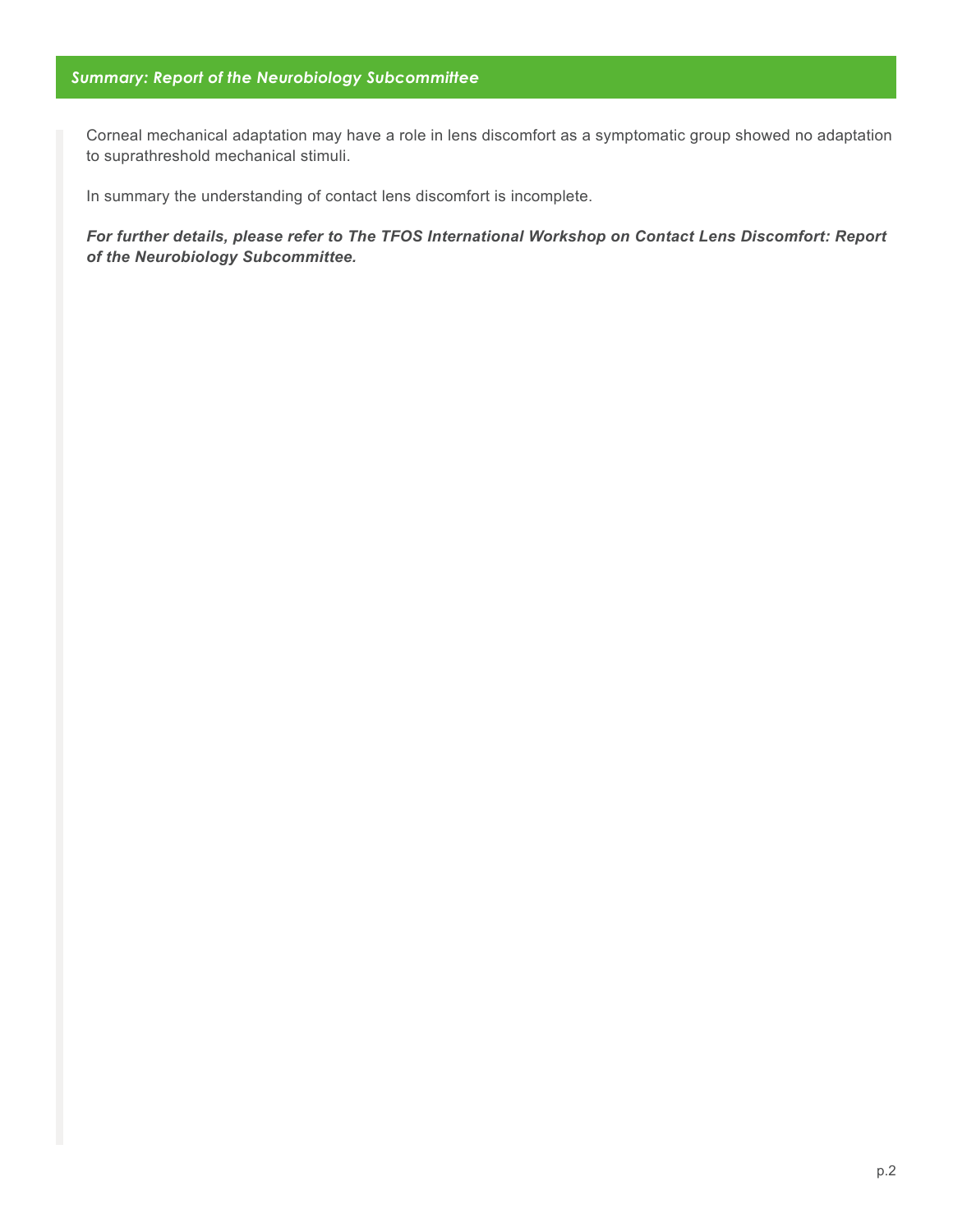## *Summary: Report of the Neurobiology Subcommittee*

Corneal mechanical adaptation may have a role in lens discomfort as a symptomatic group showed no adaptation to suprathreshold mechanical stimuli.

In summary the understanding of contact lens discomfort is incomplete.

***For further details, please refer to The TFOS International Workshop on Contact Lens Discomfort: Report of the Neurobiology Subcommittee.***